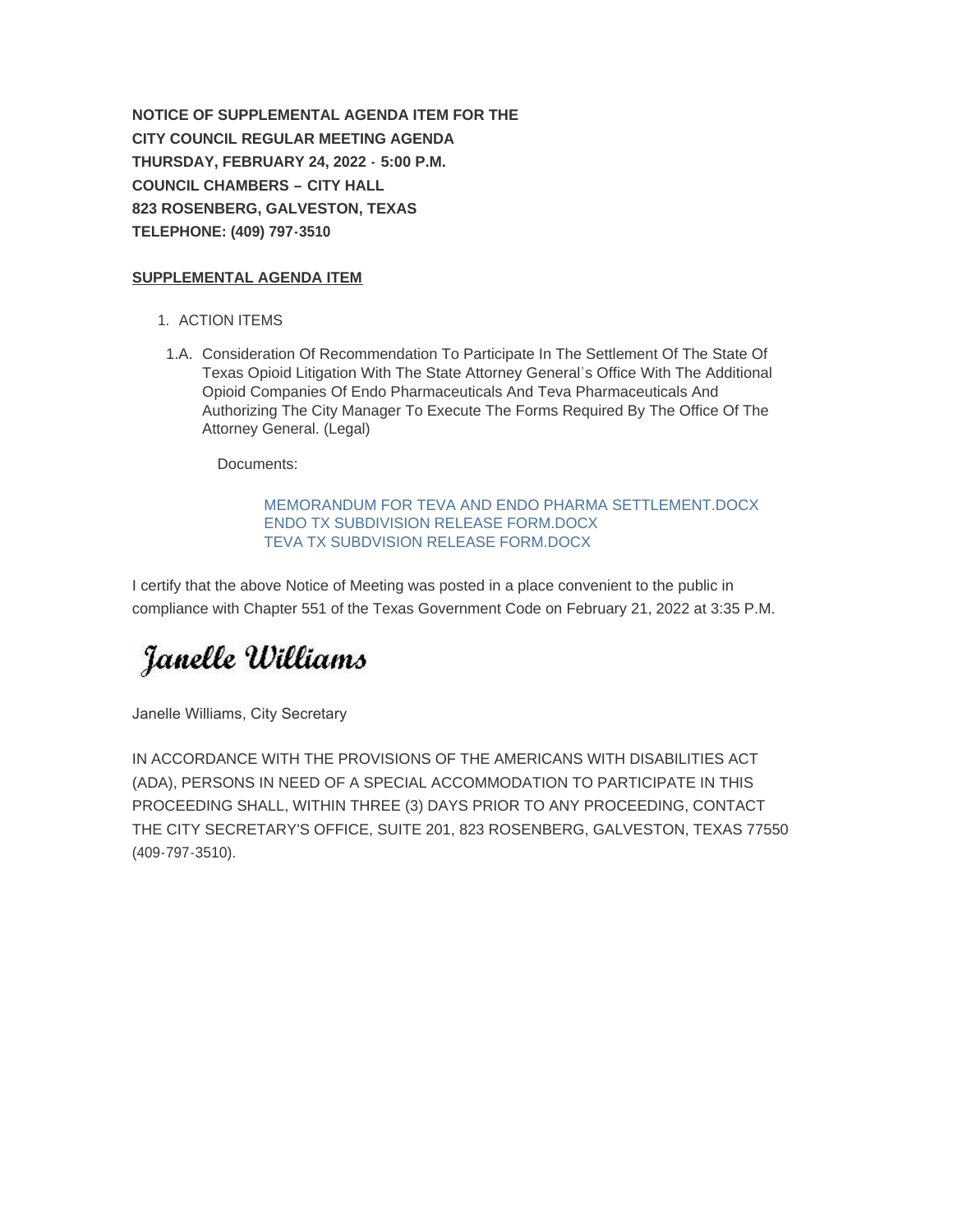**NOTICE OF SUPPLEMENTAL AGENDA ITEM FOR THE**
**CITY COUNCIL REGULAR MEETING AGENDA**
**THURSDAY, FEBRUARY 24, 2022 - 5:00 P.M.**
**COUNCIL CHAMBERS – CITY HALL**
**823 ROSENBERG, GALVESTON, TEXAS**
**TELEPHONE: (409) 797-3510**

**SUPPLEMENTAL AGENDA ITEM**

1. ACTION ITEMS

   1.A. Consideration Of Recommendation To Participate In The Settlement Of The State Of Texas Opioid Litigation With The State Attorney General's Office With The Additional Opioid Companies Of Endo Pharmaceuticals And Teva Pharmaceuticals And Authorizing The City Manager To Execute The Forms Required By The Office Of The Attorney General. (Legal)

   Documents:

   MEMORANDUM FOR TEVA AND ENDO PHARMA SETTLEMENT.DOCX
   ENDO TX SUBDIVISION RELEASE FORM.DOCX
   TEVA TX SUBDVISION RELEASE FORM.DOCX

I certify that the above Notice of Meeting was posted in a place convenient to the public in compliance with Chapter 551 of the Texas Government Code on February 21, 2022 at 3:35 P.M.

*Janelle Williams*

Janelle Williams, City Secretary

IN ACCORDANCE WITH THE PROVISIONS OF THE AMERICANS WITH DISABILITIES ACT (ADA), PERSONS IN NEED OF A SPECIAL ACCOMMODATION TO PARTICIPATE IN THIS PROCEEDING SHALL, WITHIN THREE (3) DAYS PRIOR TO ANY PROCEEDING, CONTACT THE CITY SECRETARY'S OFFICE, SUITE 201, 823 ROSENBERG, GALVESTON, TEXAS 77550 (409-797-3510).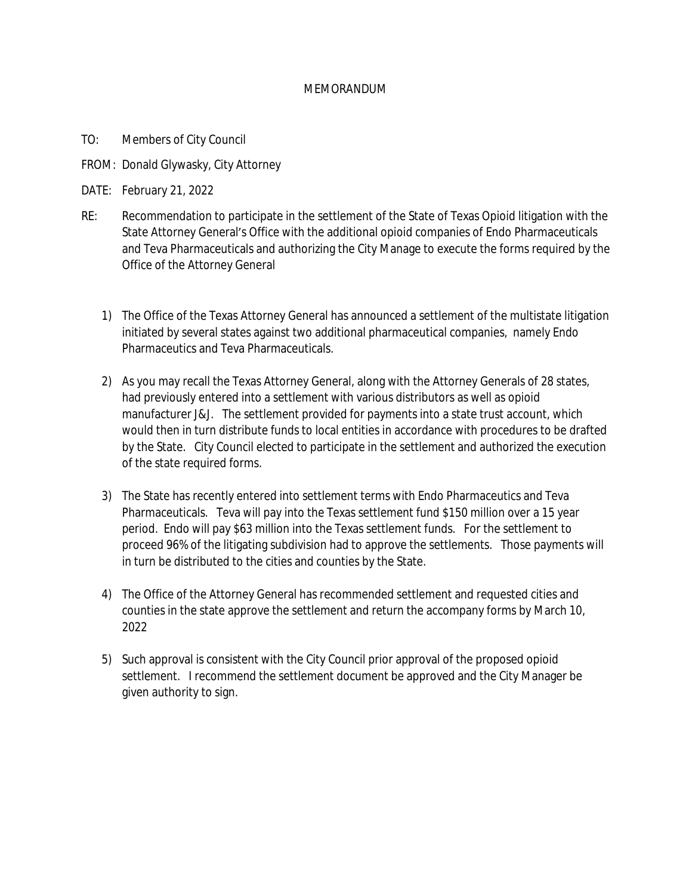MEMORANDUM

TO: Members of City Council

FROM: Donald Glywasky, City Attorney

DATE: February 21, 2022

RE: Recommendation to participate in the settlement of the State of Texas Opioid litigation with the State Attorney General's Office with the additional opioid companies of Endo Pharmaceuticals and Teva Pharmaceuticals and authorizing the City Manage to execute the forms required by the Office of the Attorney General

1) The Office of the Texas Attorney General has announced a settlement of the multistate litigation initiated by several states against two additional pharmaceutical companies, namely Endo Pharmaceutics and Teva Pharmaceuticals.

2) As you may recall the Texas Attorney General, along with the Attorney Generals of 28 states, had previously entered into a settlement with various distributors as well as opioid manufacturer J&J. The settlement provided for payments into a state trust account, which would then in turn distribute funds to local entities in accordance with procedures to be drafted by the State. City Council elected to participate in the settlement and authorized the execution of the state required forms.

3) The State has recently entered into settlement terms with Endo Pharmaceutics and Teva Pharmaceuticals. Teva will pay into the Texas settlement fund $150 million over a 15 year period. Endo will pay $63 million into the Texas settlement funds. For the settlement to proceed 96% of the litigating subdivision had to approve the settlements. Those payments will in turn be distributed to the cities and counties by the State.

4) The Office of the Attorney General has recommended settlement and requested cities and counties in the state approve the settlement and return the accompany forms by March 10, 2022

5) Such approval is consistent with the City Council prior approval of the proposed opioid settlement. I recommend the settlement document be approved and the City Manager be given authority to sign.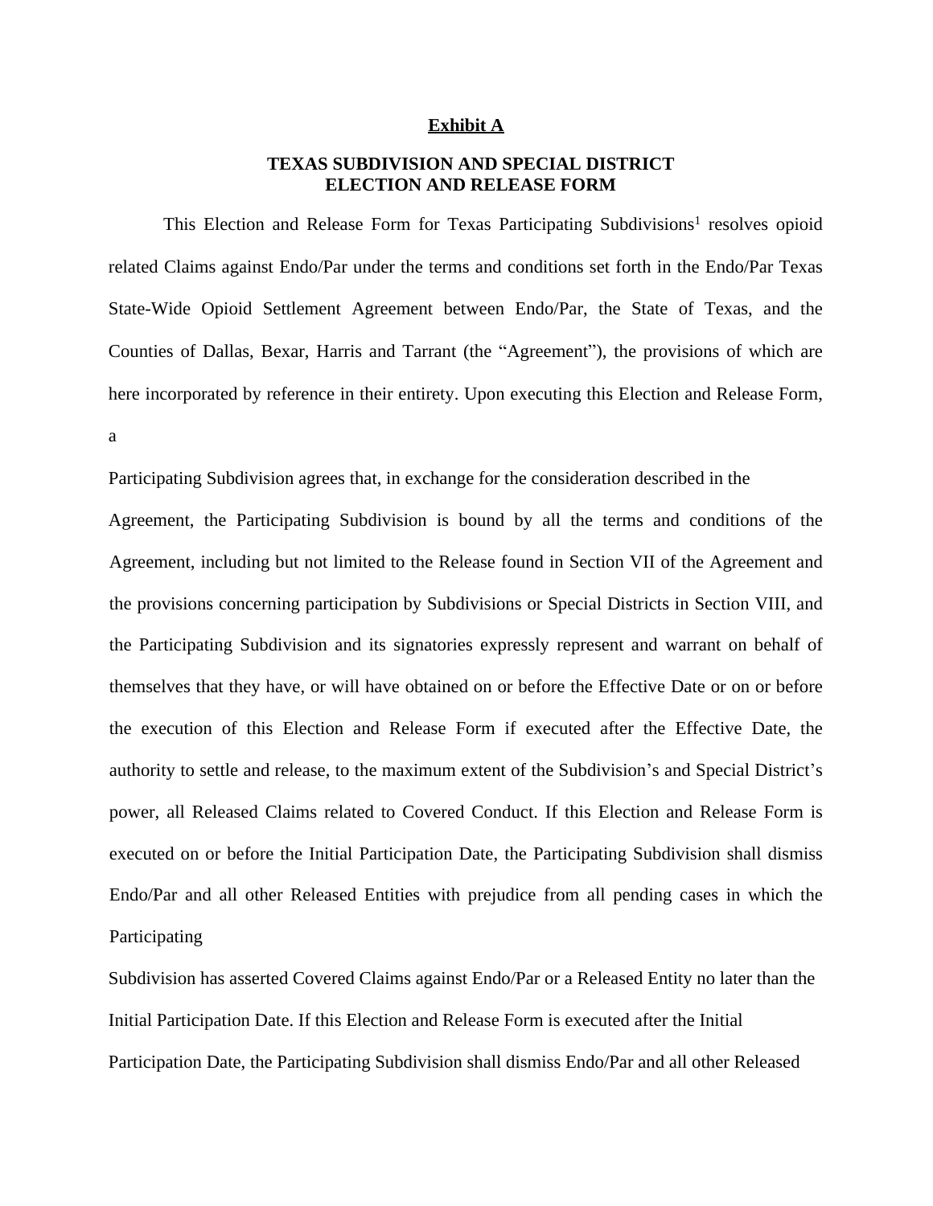**Exhibit A**

**TEXAS SUBDIVISION AND SPECIAL DISTRICT ELECTION AND RELEASE FORM**

This Election and Release Form for Texas Participating Subdivisions[1] resolves opioid related Claims against Endo/Par under the terms and conditions set forth in the Endo/Par Texas State-Wide Opioid Settlement Agreement between Endo/Par, the State of Texas, and the Counties of Dallas, Bexar, Harris and Tarrant (the "Agreement"), the provisions of which are here incorporated by reference in their entirety. Upon executing this Election and Release Form, a Participating Subdivision agrees that, in exchange for the consideration described in the Agreement, the Participating Subdivision is bound by all the terms and conditions of the Agreement, including but not limited to the Release found in Section VII of the Agreement and the provisions concerning participation by Subdivisions or Special Districts in Section VIII, and the Participating Subdivision and its signatories expressly represent and warrant on behalf of themselves that they have, or will have obtained on or before the Effective Date or on or before the execution of this Election and Release Form if executed after the Effective Date, the authority to settle and release, to the maximum extent of the Subdivision's and Special District's power, all Released Claims related to Covered Conduct. If this Election and Release Form is executed on or before the Initial Participation Date, the Participating Subdivision shall dismiss Endo/Par and all other Released Entities with prejudice from all pending cases in which the Participating Subdivision has asserted Covered Claims against Endo/Par or a Released Entity no later than the Initial Participation Date. If this Election and Release Form is executed after the Initial Participation Date, the Participating Subdivision shall dismiss Endo/Par and all other Released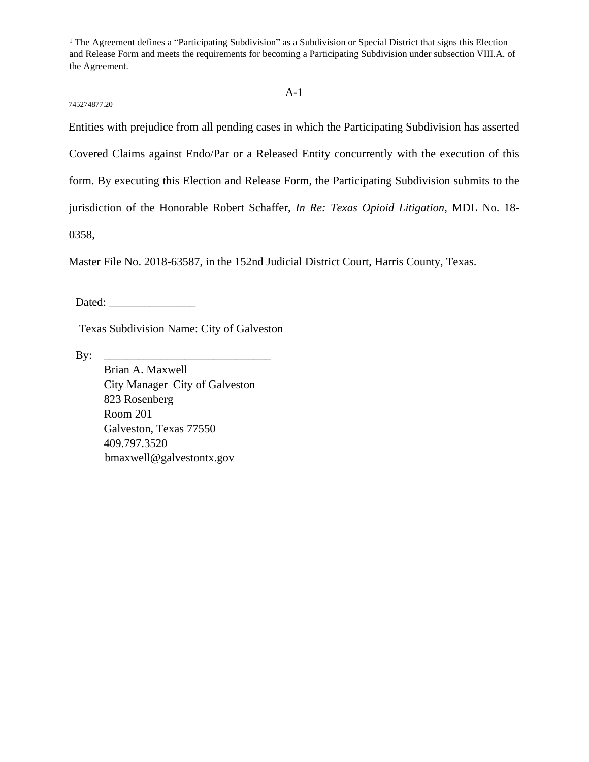[1] The Agreement defines a "Participating Subdivision" as a Subdivision or Special District that signs this Election and Release Form and meets the requirements for becoming a Participating Subdivision under subsection VIII.A. of the Agreement.

Entities with prejudice from all pending cases in which the Participating Subdivision has asserted Covered Claims against Endo/Par or a Released Entity concurrently with the execution of this form. By executing this Election and Release Form, the Participating Subdivision submits to the jurisdiction of the Honorable Robert Schaffer, *In Re: Texas Opioid Litigation*, MDL No. 18-0358,

Master File No. 2018-63587, in the 152nd Judicial District Court, Harris County, Texas.

Dated: _______________

Texas Subdivision Name: City of Galveston

By: _____________________________

Brian A. Maxwell
City Manager City of Galveston
823 Rosenberg
Room 201
Galveston, Texas 77550
409.797.3520
bmaxwell@galvestontx.gov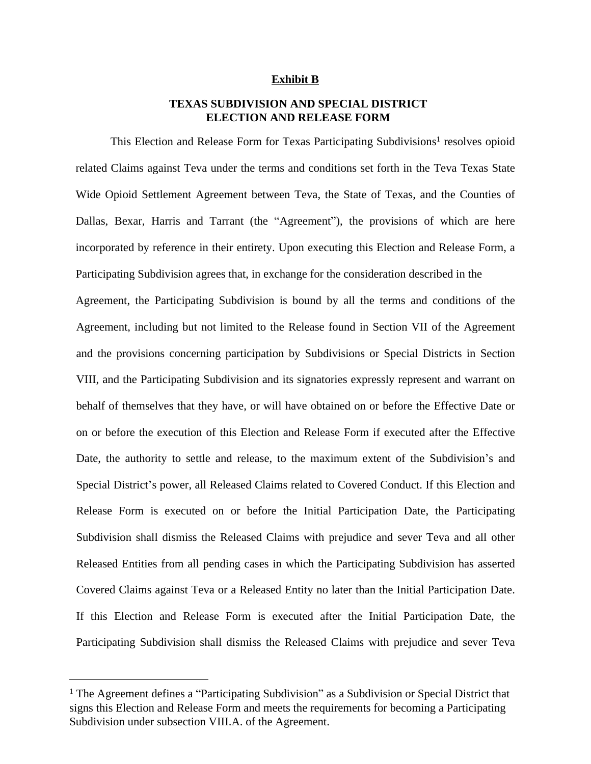**Exhibit B**

**TEXAS SUBDIVISION AND SPECIAL DISTRICT ELECTION AND RELEASE FORM**

This Election and Release Form for Texas Participating Subdivisions[1] resolves opioid related Claims against Teva under the terms and conditions set forth in the Teva Texas State Wide Opioid Settlement Agreement between Teva, the State of Texas, and the Counties of Dallas, Bexar, Harris and Tarrant (the "Agreement"), the provisions of which are here incorporated by reference in their entirety. Upon executing this Election and Release Form, a Participating Subdivision agrees that, in exchange for the consideration described in the Agreement, the Participating Subdivision is bound by all the terms and conditions of the Agreement, including but not limited to the Release found in Section VII of the Agreement and the provisions concerning participation by Subdivisions or Special Districts in Section VIII, and the Participating Subdivision and its signatories expressly represent and warrant on behalf of themselves that they have, or will have obtained on or before the Effective Date or on or before the execution of this Election and Release Form if executed after the Effective Date, the authority to settle and release, to the maximum extent of the Subdivision's and Special District's power, all Released Claims related to Covered Conduct. If this Election and Release Form is executed on or before the Initial Participation Date, the Participating Subdivision shall dismiss the Released Claims with prejudice and sever Teva and all other Released Entities from all pending cases in which the Participating Subdivision has asserted Covered Claims against Teva or a Released Entity no later than the Initial Participation Date. If this Election and Release Form is executed after the Initial Participation Date, the Participating Subdivision shall dismiss the Released Claims with prejudice and sever Teva

---

[1] The Agreement defines a "Participating Subdivision" as a Subdivision or Special District that signs this Election and Release Form and meets the requirements for becoming a Participating Subdivision under subsection VIII.A. of the Agreement.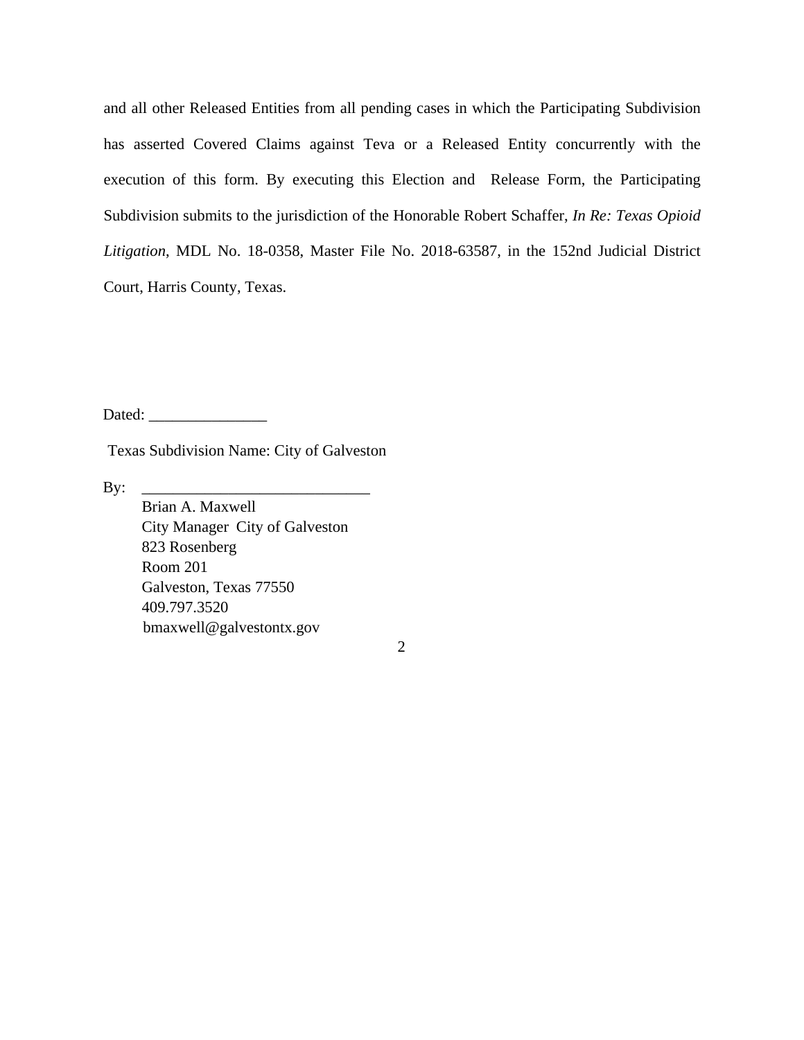and all other Released Entities from all pending cases in which the Participating Subdivision has asserted Covered Claims against Teva or a Released Entity concurrently with the execution of this form. By executing this Election and Release Form, the Participating Subdivision submits to the jurisdiction of the Honorable Robert Schaffer, *In Re: Texas Opioid Litigation*, MDL No. 18-0358, Master File No. 2018-63587, in the 152nd Judicial District Court, Harris County, Texas.

Dated: _______________

Texas Subdivision Name: City of Galveston

By: _____________________________

Brian A. Maxwell
City Manager City of Galveston
823 Rosenberg
Room 201
Galveston, Texas 77550
409.797.3520
bmaxwell@galvestontx.gov